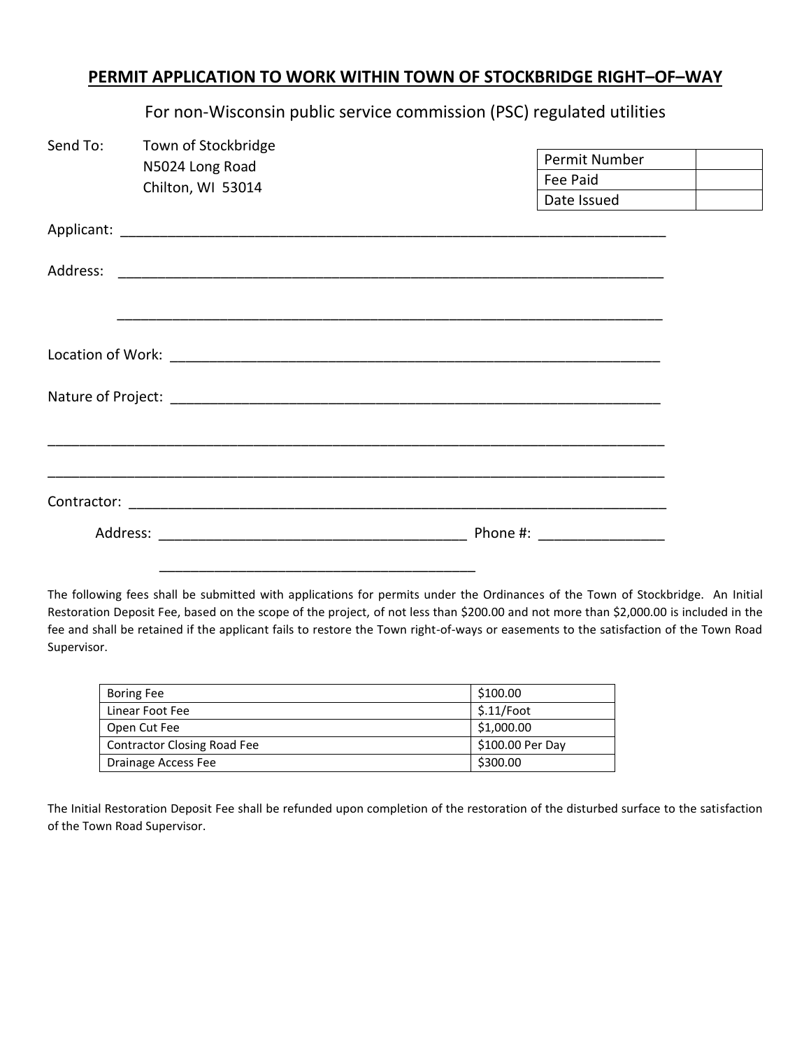## PERMIT APPLICATION TO WORK WITHIN TOWN OF STOCKBRIDGE RIGHT–OF–WAY

For non-Wisconsin public service commission (PSC) regulated utilities

Send To: Town of Stockbridge
N5024 Long Road
Chilton, WI 53014

| Permit Number | |
|---|---|
| Fee Paid | |
| Date Issued | |

Applicant: ______________________________________________________________________

Address: ______________________________________________________________________

______________________________________________________________________

Location of Work: ________________________________________________________________

Nature of Project: ________________________________________________________________

______________________________________________________________________________

______________________________________________________________________________

Contractor: ______________________________________________________________________

Address: ________________________________________ Phone #: _______________

________________________________________

The following fees shall be submitted with applications for permits under the Ordinances of the Town of Stockbridge. An Initial Restoration Deposit Fee, based on the scope of the project, of not less than $200.00 and not more than $2,000.00 is included in the fee and shall be retained if the applicant fails to restore the Town right-of-ways or easements to the satisfaction of the Town Road Supervisor.

| Boring Fee | $100.00 |
|---|---|
| Linear Foot Fee | $.11/Foot |
| Open Cut Fee | $1,000.00 |
| Contractor Closing Road Fee | $100.00 Per Day |
| Drainage Access Fee | $300.00 |

The Initial Restoration Deposit Fee shall be refunded upon completion of the restoration of the disturbed surface to the satisfaction of the Town Road Supervisor.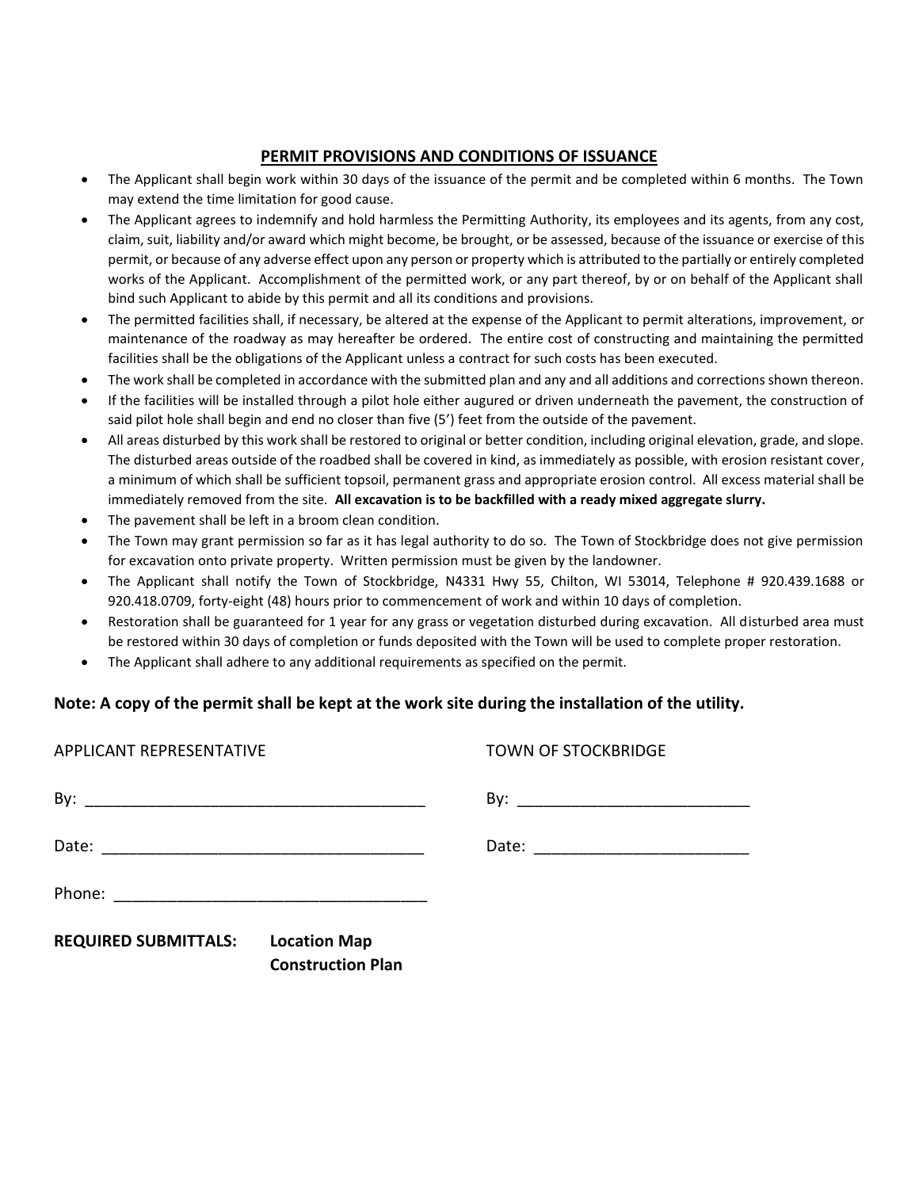## PERMIT PROVISIONS AND CONDITIONS OF ISSUANCE

- The Applicant shall begin work within 30 days of the issuance of the permit and be completed within 6 months. The Town may extend the time limitation for good cause.
- The Applicant agrees to indemnify and hold harmless the Permitting Authority, its employees and its agents, from any cost, claim, suit, liability and/or award which might become, be brought, or be assessed, because of the issuance or exercise of this permit, or because of any adverse effect upon any person or property which is attributed to the partially or entirely completed works of the Applicant. Accomplishment of the permitted work, or any part thereof, by or on behalf of the Applicant shall bind such Applicant to abide by this permit and all its conditions and provisions.
- The permitted facilities shall, if necessary, be altered at the expense of the Applicant to permit alterations, improvement, or maintenance of the roadway as may hereafter be ordered. The entire cost of constructing and maintaining the permitted facilities shall be the obligations of the Applicant unless a contract for such costs has been executed.
- The work shall be completed in accordance with the submitted plan and any and all additions and corrections shown thereon.
- If the facilities will be installed through a pilot hole either augured or driven underneath the pavement, the construction of said pilot hole shall begin and end no closer than five (5') feet from the outside of the pavement.
- All areas disturbed by this work shall be restored to original or better condition, including original elevation, grade, and slope. The disturbed areas outside of the roadbed shall be covered in kind, as immediately as possible, with erosion resistant cover, a minimum of which shall be sufficient topsoil, permanent grass and appropriate erosion control. All excess material shall be immediately removed from the site. **All excavation is to be backfilled with a ready mixed aggregate slurry.**
- The pavement shall be left in a broom clean condition.
- The Town may grant permission so far as it has legal authority to do so. The Town of Stockbridge does not give permission for excavation onto private property. Written permission must be given by the landowner.
- The Applicant shall notify the Town of Stockbridge, N4331 Hwy 55, Chilton, WI 53014, Telephone # 920.439.1688 or 920.418.0709, forty-eight (48) hours prior to commencement of work and within 10 days of completion.
- Restoration shall be guaranteed for 1 year for any grass or vegetation disturbed during excavation. All disturbed area must be restored within 30 days of completion or funds deposited with the Town will be used to complete proper restoration.
- The Applicant shall adhere to any additional requirements as specified on the permit.

**Note: A copy of the permit shall be kept at the work site during the installation of the utility.**

APPLICANT REPRESENTATIVE

By: ______________________________________

Date: ____________________________________

Phone: ___________________________________

TOWN OF STOCKBRIDGE

By: __________________________

Date: ________________________

**REQUIRED SUBMITTALS:** **Location Map**
**Construction Plan**